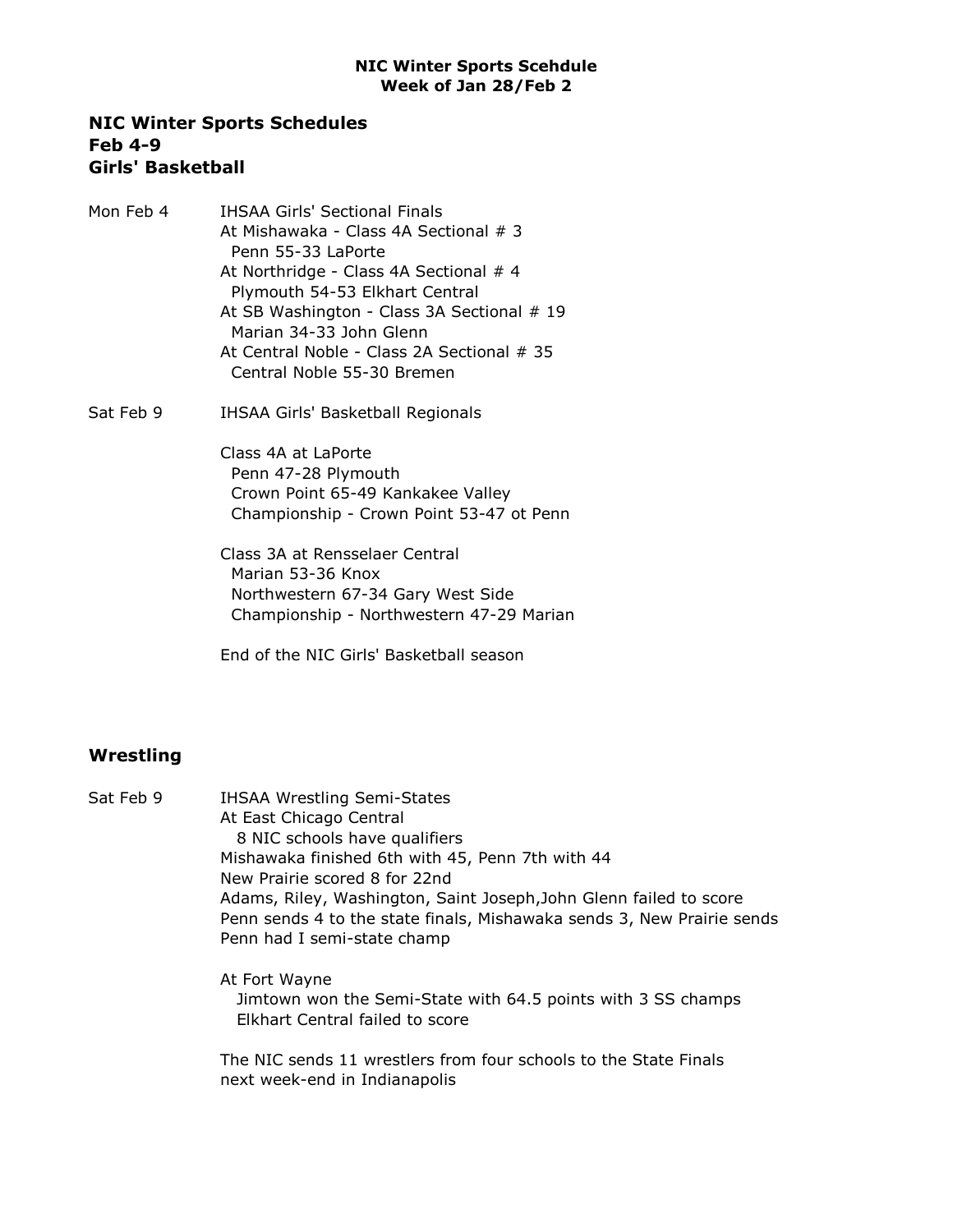**NIC Winter Sports Scehdule**
**Week of Jan 28/Feb 2**

## NIC Winter Sports Schedules
## Feb 4-9
## Girls' Basketball

Mon Feb 4 — IHSAA Girls' Sectional Finals

At Mishawaka - Class 4A Sectional # 3
  Penn 55-33 LaPorte
At Northridge - Class 4A Sectional # 4
  Plymouth 54-53 Elkhart Central
At SB Washington - Class 3A Sectional # 19
  Marian 34-33 John Glenn
At Central Noble - Class 2A Sectional # 35
  Central Noble 55-30 Bremen

Sat Feb 9 — IHSAA Girls' Basketball Regionals

Class 4A at LaPorte
  Penn 47-28 Plymouth
  Crown Point 65-49 Kankakee Valley
  Championship - Crown Point 53-47 ot Penn

Class 3A at Rensselaer Central
  Marian 53-36 Knox
  Northwestern 67-34 Gary West Side
  Championship - Northwestern 47-29 Marian

End of the NIC Girls' Basketball season

## Wrestling

Sat Feb 9 — IHSAA Wrestling Semi-States

At East Chicago Central
  8 NIC schools have qualifiers
Mishawaka finished 6th with 45, Penn 7th with 44
New Prairie scored 8 for 22nd
Adams, Riley, Washington, Saint Joseph,John Glenn failed to score
Penn sends 4 to the state finals, Mishawaka sends 3, New Prairie sends
Penn had I semi-state champ

At Fort Wayne
  Jimtown won the Semi-State with 64.5 points with 3 SS champs
  Elkhart Central failed to score

The NIC sends 11 wrestlers from four schools to the State Finals
next week-end in Indianapolis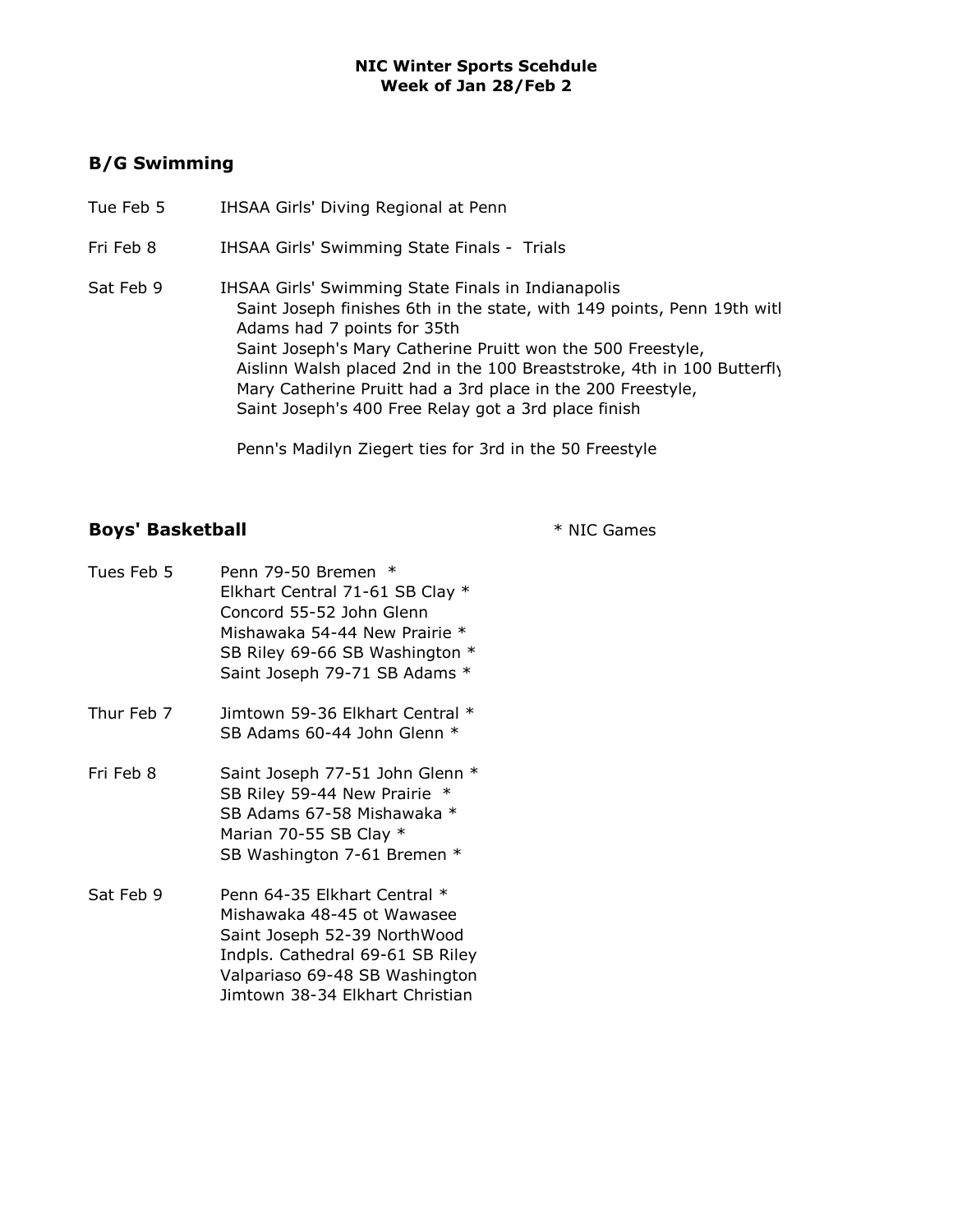**NIC Winter Sports Scehdule**
**Week of Jan 28/Feb 2**

## B/G Swimming

Tue Feb 5 — IHSAA Girls' Diving Regional at Penn

Fri Feb 8 — IHSAA Girls' Swimming State Finals - Trials

Sat Feb 9 — IHSAA Girls' Swimming State Finals in Indianapolis
- Saint Joseph finishes 6th in the state, with 149 points, Penn 19th witl
- Adams had 7 points for 35th
- Saint Joseph's Mary Catherine Pruitt won the 500 Freestyle,
- Aislinn Walsh placed 2nd in the 100 Breaststroke, 4th in 100 Butterfl
- Mary Catherine Pruitt had a 3rd place in the 200 Freestyle,
- Saint Joseph's 400 Free Relay got a 3rd place finish

Penn's Madilyn Ziegert ties for 3rd in the 50 Freestyle

## Boys' Basketball

* NIC Games

Tues Feb 5
- Penn 79-50 Bremen *
- Elkhart Central 71-61 SB Clay *
- Concord 55-52 John Glenn
- Mishawaka 54-44 New Prairie *
- SB Riley 69-66 SB Washington *
- Saint Joseph 79-71 SB Adams *

Thur Feb 7
- Jimtown 59-36 Elkhart Central *
- SB Adams 60-44 John Glenn *

Fri Feb 8
- Saint Joseph 77-51 John Glenn *
- SB Riley 59-44 New Prairie *
- SB Adams 67-58 Mishawaka *
- Marian 70-55 SB Clay *
- SB Washington 7-61 Bremen *

Sat Feb 9
- Penn 64-35 Elkhart Central *
- Mishawaka 48-45 ot Wawasee
- Saint Joseph 52-39 NorthWood
- Indpls. Cathedral 69-61 SB Riley
- Valpariaso 69-48 SB Washington
- Jimtown 38-34 Elkhart Christian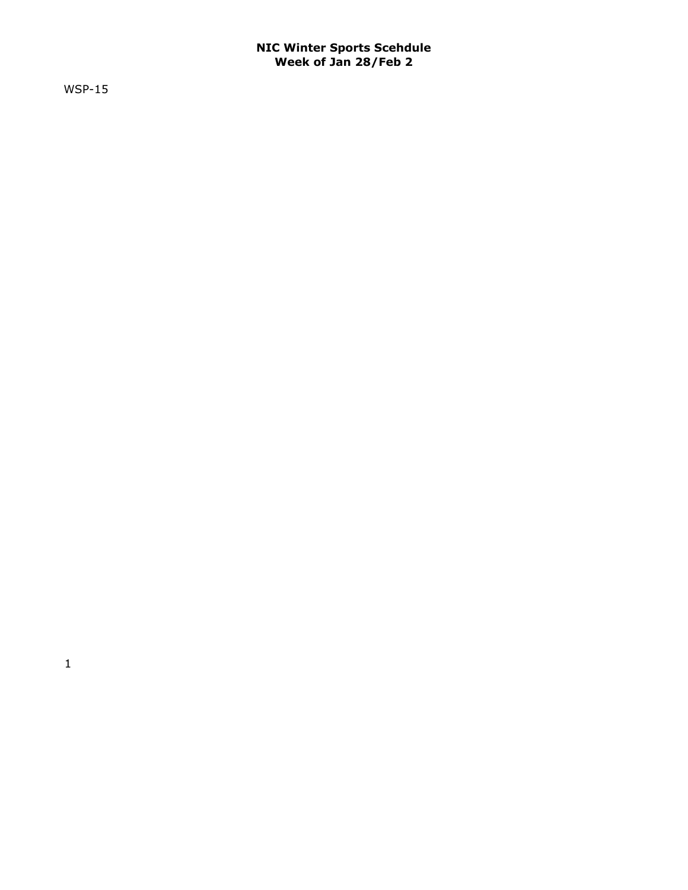**NIC Winter Sports Scehdule**
**Week of Jan 28/Feb 2**

WSP-15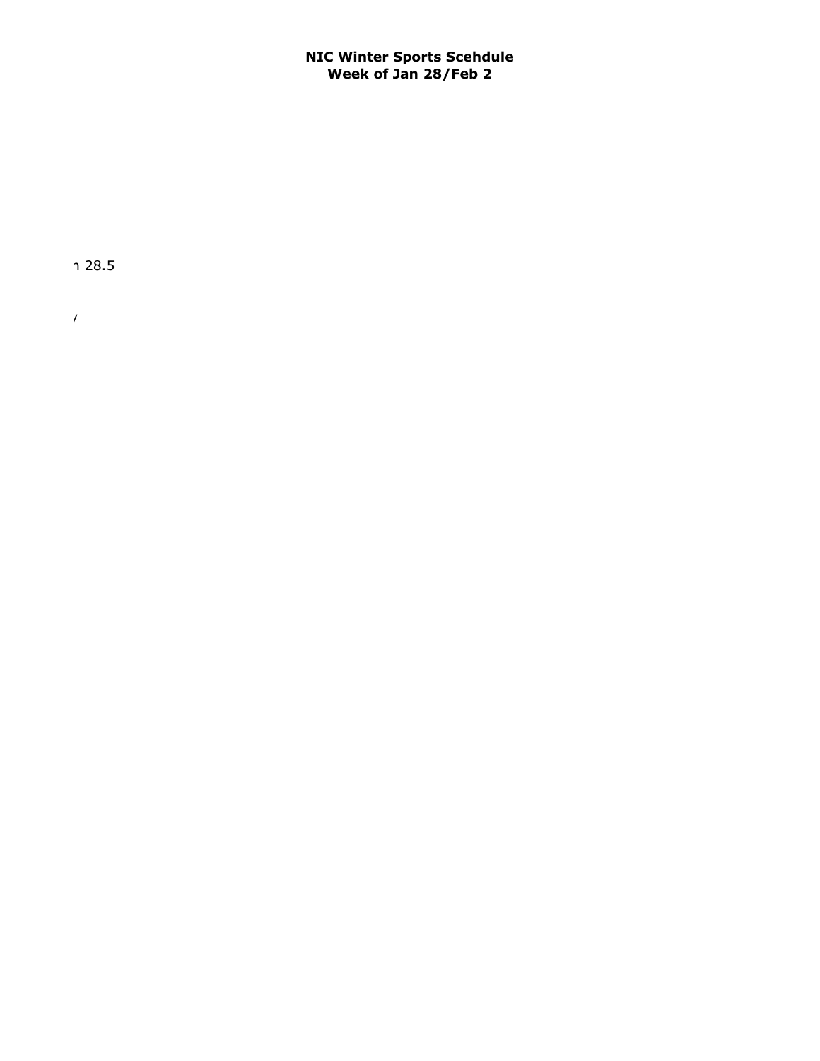**NIC Winter Sports Scehdule**
**Week of Jan 28/Feb 2**

h 28.5

/